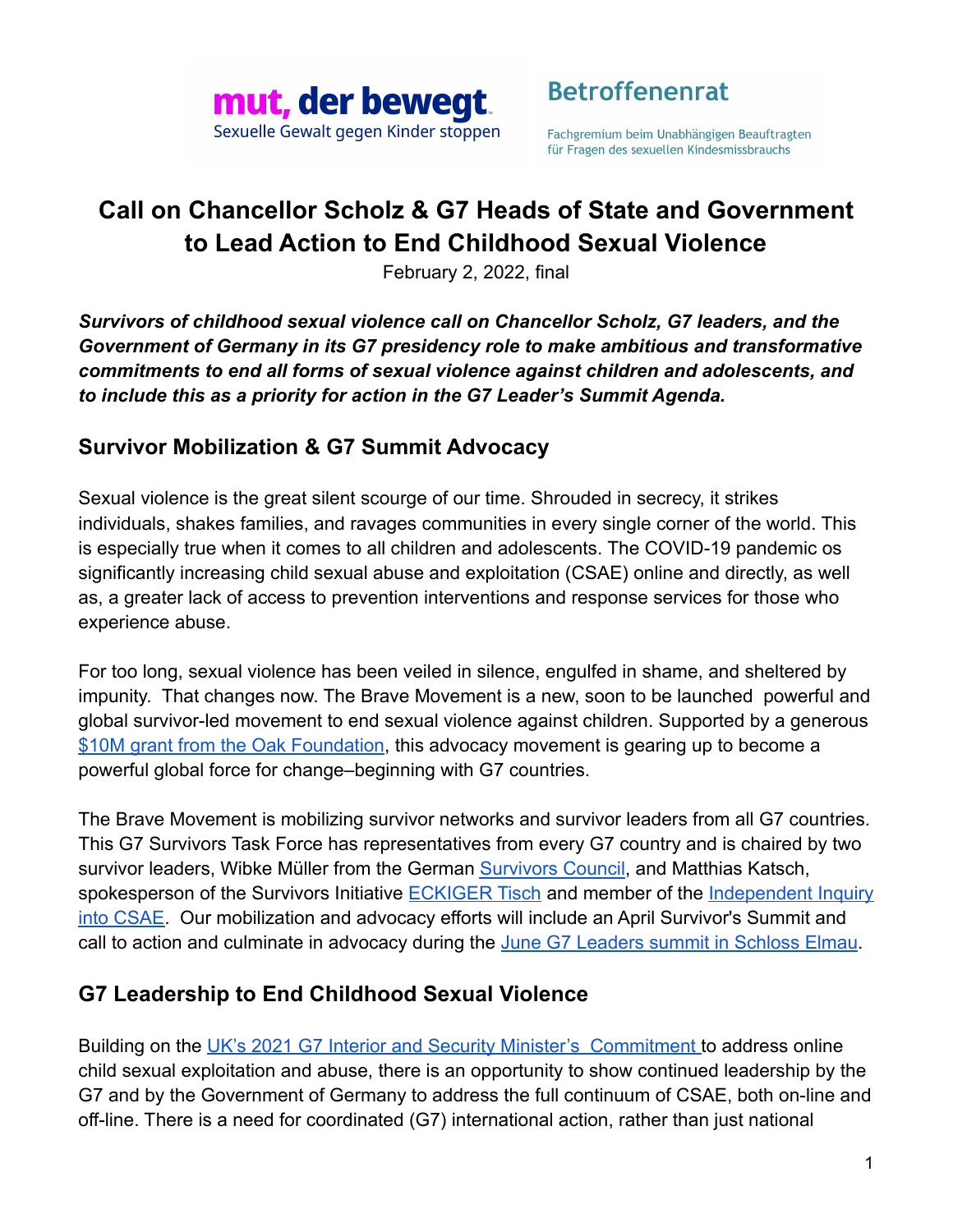mut, der bewegt
Sexuelle Gewalt gegen Kinder stoppen

Betroffenenrat
Fachgremium beim Unabhängigen Beauftragten für Fragen des sexuellen Kindesmissbrauchs

# Call on Chancellor Scholz & G7 Heads of State and Government to Lead Action to End Childhood Sexual Violence

February 2, 2022, final

***Survivors of childhood sexual violence call on Chancellor Scholz, G7 leaders, and the Government of Germany in its G7 presidency role to make ambitious and transformative commitments to end all forms of sexual violence against children and adolescents, and to include this as a priority for action in the G7 Leader's Summit Agenda.***

## Survivor Mobilization & G7 Summit Advocacy

Sexual violence is the great silent scourge of our time. Shrouded in secrecy, it strikes individuals, shakes families, and ravages communities in every single corner of the world. This is especially true when it comes to all children and adolescents. The COVID-19 pandemic os significantly increasing child sexual abuse and exploitation (CSAE) online and directly, as well as, a greater lack of access to prevention interventions and response services for those who experience abuse.

For too long, sexual violence has been veiled in silence, engulfed in shame, and sheltered by impunity. That changes now. The Brave Movement is a new, soon to be launched powerful and global survivor-led movement to end sexual violence against children. Supported by a generous $10M grant from the Oak Foundation, this advocacy movement is gearing up to become a powerful global force for change–beginning with G7 countries.

The Brave Movement is mobilizing survivor networks and survivor leaders from all G7 countries. This G7 Survivors Task Force has representatives from every G7 country and is chaired by two survivor leaders, Wibke Müller from the German Survivors Council, and Matthias Katsch, spokesperson of the Survivors Initiative ECKIGER Tisch and member of the Independent Inquiry into CSAE. Our mobilization and advocacy efforts will include an April Survivor's Summit and call to action and culminate in advocacy during the June G7 Leaders summit in Schloss Elmau.

## G7 Leadership to End Childhood Sexual Violence

Building on the UK's 2021 G7 Interior and Security Minister's Commitment to address online child sexual exploitation and abuse, there is an opportunity to show continued leadership by the G7 and by the Government of Germany to address the full continuum of CSAE, both on-line and off-line. There is a need for coordinated (G7) international action, rather than just national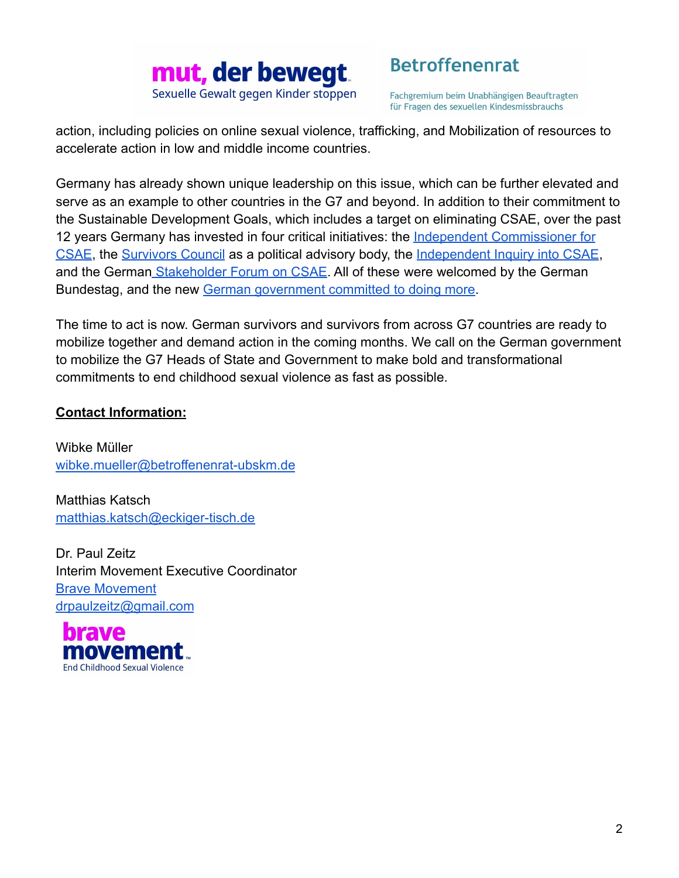action, including policies on online sexual violence, trafficking, and Mobilization of resources to accelerate action in low and middle income countries.

Germany has already shown unique leadership on this issue, which can be further elevated and serve as an example to other countries in the G7 and beyond. In addition to their commitment to the Sustainable Development Goals, which includes a target on eliminating CSAE, over the past 12 years Germany has invested in four critical initiatives: the Independent Commissioner for CSAE, the Survivors Council as a political advisory body, the Independent Inquiry into CSAE, and the German Stakeholder Forum on CSAE. All of these were welcomed by the German Bundestag, and the new German government committed to doing more.

The time to act is now. German survivors and survivors from across G7 countries are ready to mobilize together and demand action in the coming months. We call on the German government to mobilize the G7 Heads of State and Government to make bold and transformational commitments to end childhood sexual violence as fast as possible.

**Contact Information:**

Wibke Müller
wibke.mueller@betroffenenrat-ubskm.de

Matthias Katsch
matthias.katsch@eckiger-tisch.de

Dr. Paul Zeitz
Interim Movement Executive Coordinator
Brave Movement
drpaulzeitz@gmail.com